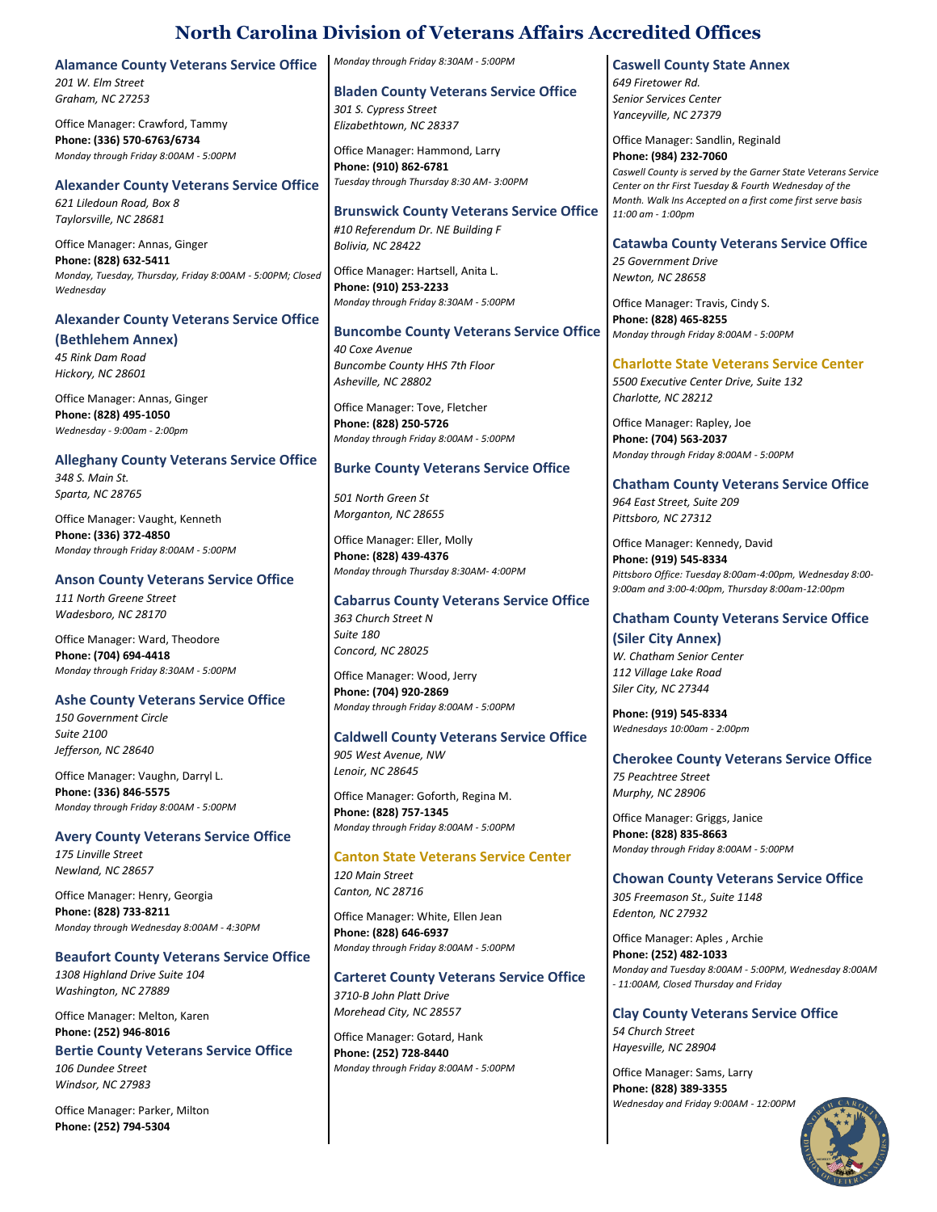# North Carolina Division of Veterans Affairs Accredited Offices

### Alamance County Veterans Service Office

*201 W. Elm Street*
*Graham, NC 27253*

Office Manager: Crawford, Tammy
**Phone: (336) 570-6763/6734**
*Monday through Friday 8:00AM - 5:00PM*

### Alexander County Veterans Service Office

*621 Liledoun Road, Box 8*
*Taylorsville, NC 28681*

Office Manager: Annas, Ginger
**Phone: (828) 632-5411**
*Monday, Tuesday, Thursday, Friday 8:00AM - 5:00PM; Closed Wednesday*

### Alexander County Veterans Service Office (Bethlehem Annex)

*45 Rink Dam Road*
*Hickory, NC 28601*

Office Manager: Annas, Ginger
**Phone: (828) 495-1050**
*Wednesday - 9:00am - 2:00pm*

### Alleghany County Veterans Service Office

*348 S. Main St.*
*Sparta, NC 28765*

Office Manager: Vaught, Kenneth
**Phone: (336) 372-4850**
*Monday through Friday 8:00AM - 5:00PM*

### Anson County Veterans Service Office

*111 North Greene Street*
*Wadesboro, NC 28170*

Office Manager: Ward, Theodore
**Phone: (704) 694-4418**
*Monday through Friday 8:30AM - 5:00PM*

### Ashe County Veterans Service Office

*150 Government Circle*
*Suite 2100*
*Jefferson, NC 28640*

Office Manager: Vaughn, Darryl L.
**Phone: (336) 846-5575**
*Monday through Friday 8:00AM - 5:00PM*

### Avery County Veterans Service Office

*175 Linville Street*
*Newland, NC 28657*

Office Manager: Henry, Georgia
**Phone: (828) 733-8211**
*Monday through Wednesday 8:00AM - 4:30PM*

### Beaufort County Veterans Service Office

*1308 Highland Drive Suite 104*
*Washington, NC 27889*

Office Manager: Melton, Karen
**Phone: (252) 946-8016**

### Bertie County Veterans Service Office

*106 Dundee Street*
*Windsor, NC 27983*

Office Manager: Parker, Milton
**Phone: (252) 794-5304**
*Monday through Friday 8:30AM - 5:00PM*

### Bladen County Veterans Service Office

*301 S. Cypress Street*
*Elizabethtown, NC 28337*

Office Manager: Hammond, Larry
**Phone: (910) 862-6781**
*Tuesday through Thursday 8:30 AM- 3:00PM*

### Brunswick County Veterans Service Office

*#10 Referendum Dr. NE Building F*
*Bolivia, NC 28422*

Office Manager: Hartsell, Anita L.
**Phone: (910) 253-2233**
*Monday through Friday 8:30AM - 5:00PM*

### Buncombe County Veterans Service Office

*40 Coxe Avenue*
*Buncombe County HHS 7th Floor*
*Asheville, NC 28802*

Office Manager: Tove, Fletcher
**Phone: (828) 250-5726**
*Monday through Friday 8:00AM - 5:00PM*

### Burke County Veterans Service Office

*501 North Green St*
*Morganton, NC 28655*

Office Manager: Eller, Molly
**Phone: (828) 439-4376**
*Monday through Thursday 8:30AM- 4:00PM*

### Cabarrus County Veterans Service Office

*363 Church Street N*
*Suite 180*
*Concord, NC 28025*

Office Manager: Wood, Jerry
**Phone: (704) 920-2869**
*Monday through Friday 8:00AM - 5:00PM*

### Caldwell County Veterans Service Office

*905 West Avenue, NW*
*Lenoir, NC 28645*

Office Manager: Goforth, Regina M.
**Phone: (828) 757-1345**
*Monday through Friday 8:00AM - 5:00PM*

### Canton State Veterans Service Center

*120 Main Street*
*Canton, NC 28716*

Office Manager: White, Ellen Jean
**Phone: (828) 646-6937**
*Monday through Friday 8:00AM - 5:00PM*

### Carteret County Veterans Service Office

*3710-B John Platt Drive*
*Morehead City, NC 28557*

Office Manager: Gotard, Hank
**Phone: (252) 728-8440**
*Monday through Friday 8:00AM - 5:00PM*

### Caswell County State Annex

*649 Firetower Rd.*
*Senior Services Center*
*Yanceyville, NC 27379*

Office Manager: Sandlin, Reginald
**Phone: (984) 232-7060**
*Caswell County is served by the Garner State Veterans Service Center on thr First Tuesday & Fourth Wednesday of the Month. Walk Ins Accepted on a first come first serve basis 11:00 am - 1:00pm*

### Catawba County Veterans Service Office

*25 Government Drive*
*Newton, NC 28658*

Office Manager: Travis, Cindy S.
**Phone: (828) 465-8255**
*Monday through Friday 8:00AM - 5:00PM*

### Charlotte State Veterans Service Center

*5500 Executive Center Drive, Suite 132*
*Charlotte, NC 28212*

Office Manager: Rapley, Joe
**Phone: (704) 563-2037**
*Monday through Friday 8:00AM - 5:00PM*

### Chatham County Veterans Service Office

*964 East Street, Suite 209*
*Pittsboro, NC 27312*

Office Manager: Kennedy, David
**Phone: (919) 545-8334**
*Pittsboro Office: Tuesday 8:00am-4:00pm, Wednesday 8:00-9:00am and 3:00-4:00pm, Thursday 8:00am-12:00pm*

### Chatham County Veterans Service Office (Siler City Annex)

*W. Chatham Senior Center*
*112 Village Lake Road*
*Siler City, NC 27344*

**Phone: (919) 545-8334**
*Wednesdays 10:00am - 2:00pm*

### Cherokee County Veterans Service Office

*75 Peachtree Street*
*Murphy, NC 28906*

Office Manager: Griggs, Janice
**Phone: (828) 835-8663**
*Monday through Friday 8:00AM - 5:00PM*

### Chowan County Veterans Service Office

*305 Freemason St., Suite 1148*
*Edenton, NC 27932*

Office Manager: Aples , Archie
**Phone: (252) 482-1033**
*Monday and Tuesday 8:00AM - 5:00PM, Wednesday 8:00AM - 11:00AM, Closed Thursday and Friday*

### Clay County Veterans Service Office

*54 Church Street*
*Hayesville, NC 28904*

Office Manager: Sams, Larry
**Phone: (828) 389-3355**
*Wednesday and Friday 9:00AM - 12:00PM*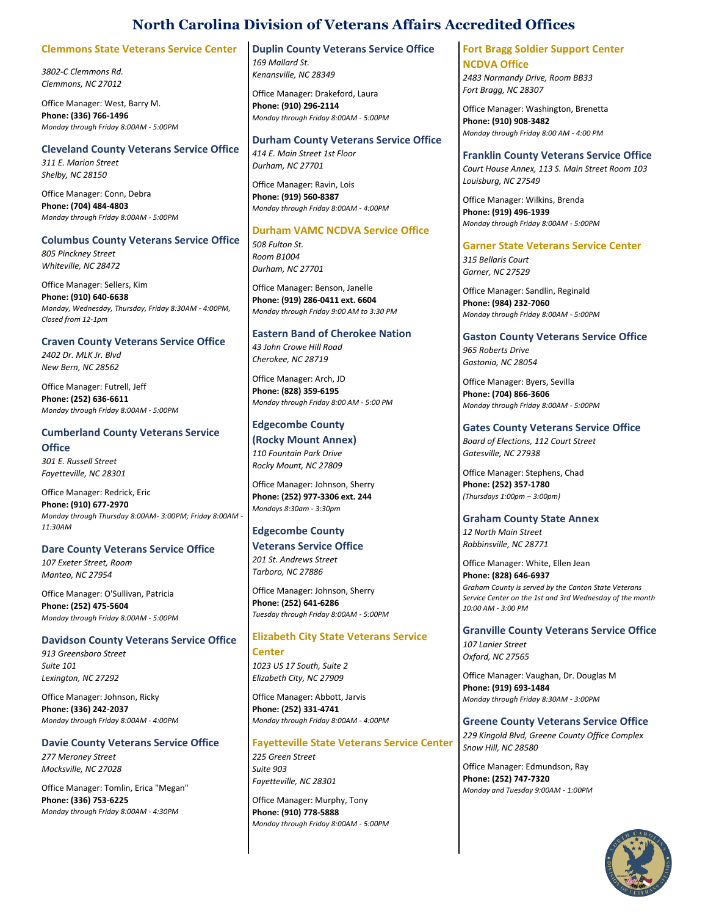# North Carolina Division of Veterans Affairs Accredited Offices

### Clemmons State Veterans Service Center

*3802-C Clemmons Rd.*
*Clemmons, NC 27012*

Office Manager: West, Barry M.
**Phone: (336) 766-1496**
*Monday through Friday 8:00AM - 5:00PM*

### Cleveland County Veterans Service Office

*311 E. Marion Street*
*Shelby, NC 28150*

Office Manager: Conn, Debra
**Phone: (704) 484-4803**
*Monday through Friday 8:00AM - 5:00PM*

### Columbus County Veterans Service Office

*805 Pinckney Street*
*Whiteville, NC 28472*

Office Manager: Sellers, Kim
**Phone: (910) 640-6638**
*Monday, Wednesday, Thursday, Friday 8:30AM - 4:00PM, Closed from 12-1pm*

### Craven County Veterans Service Office

*2402 Dr. MLK Jr. Blvd*
*New Bern, NC 28562*

Office Manager: Futrell, Jeff
**Phone: (252) 636-6611**
*Monday through Friday 8:00AM - 5:00PM*

### Cumberland County Veterans Service Office

*301 E. Russell Street*
*Fayetteville, NC 28301*

Office Manager: Redrick, Eric
**Phone: (910) 677-2970**
*Monday through Thursday 8:00AM- 3:00PM; Friday 8:00AM - 11:30AM*

### Dare County Veterans Service Office

*107 Exeter Street, Room*
*Manteo, NC 27954*

Office Manager: O'Sullivan, Patricia
**Phone: (252) 475-5604**
*Monday through Friday 8:00AM - 5:00PM*

### Davidson County Veterans Service Office

*913 Greensboro Street*
*Suite 101*
*Lexington, NC 27292*

Office Manager: Johnson, Ricky
**Phone: (336) 242-2037**
*Monday through Friday 8:00AM - 4:00PM*

### Davie County Veterans Service Office

*277 Meroney Street*
*Mocksville, NC 27028*

Office Manager: Tomlin, Erica "Megan"
**Phone: (336) 753-6225**
*Monday through Friday 8:00AM - 4:30PM*

### Duplin County Veterans Service Office

*169 Mallard St.*
*Kenansville, NC 28349*

Office Manager: Drakeford, Laura
**Phone: (910) 296-2114**
*Monday through Friday 8:00AM - 5:00PM*

### Durham County Veterans Service Office

*414 E. Main Street 1st Floor*
*Durham, NC 27701*

Office Manager: Ravin, Lois
**Phone: (919) 560-8387**
*Monday through Friday 8:00AM - 4:00PM*

### Durham VAMC NCDVA Service Office

*508 Fulton St.*
*Room B1004*
*Durham, NC 27701*

Office Manager: Benson, Janelle
**Phone: (919) 286-0411 ext. 6604**
*Monday through Friday 9:00 AM to 3:30 PM*

### Eastern Band of Cherokee Nation

*43 John Crowe Hill Road*
*Cherokee, NC 28719*

Office Manager: Arch, JD
**Phone: (828) 359-6195**
*Monday through Friday 8:00 AM - 5:00 PM*

### Edgecombe County (Rocky Mount Annex)

*110 Fountain Park Drive*
*Rocky Mount, NC 27809*

Office Manager: Johnson, Sherry
**Phone: (252) 977-3306 ext. 244**
*Mondays 8:30am - 3:30pm*

### Edgecombe County Veterans Service Office

*201 St. Andrews Street*
*Tarboro, NC 27886*

Office Manager: Johnson, Sherry
**Phone: (252) 641-6286**
*Tuesday through Friday 8:00AM - 5:00PM*

### Elizabeth City State Veterans Service Center

*1023 US 17 South, Suite 2*
*Elizabeth City, NC 27909*

Office Manager: Abbott, Jarvis
**Phone: (252) 331-4741**
*Monday through Friday 8:00AM - 4:00PM*

### Fayetteville State Veterans Service Center

*225 Green Street*
*Suite 903*
*Fayetteville, NC 28301*

Office Manager: Murphy, Tony
**Phone: (910) 778-5888**
*Monday through Friday 8:00AM - 5:00PM*

### Fort Bragg Soldier Support Center NCDVA Office

*2483 Normandy Drive, Room BB33*
*Fort Bragg, NC 28307*

Office Manager: Washington, Brenetta
**Phone: (910) 908-3482**
*Monday through Friday 8:00 AM - 4:00 PM*

### Franklin County Veterans Service Office

*Court House Annex, 113 S. Main Street Room 103*
*Louisburg, NC 27549*

Office Manager: Wilkins, Brenda
**Phone: (919) 496-1939**
*Monday through Friday 8:00AM - 5:00PM*

### Garner State Veterans Service Center

*315 Bellaris Court*
*Garner, NC 27529*

Office Manager: Sandlin, Reginald
**Phone: (984) 232-7060**
*Monday through Friday 8:00AM - 5:00PM*

### Gaston County Veterans Service Office

*965 Roberts Drive*
*Gastonia, NC 28054*

Office Manager: Byers, Sevilla
**Phone: (704) 866-3606**
*Monday through Friday 8:00AM - 5:00PM*

### Gates County Veterans Service Office

*Board of Elections, 112 Court Street*
*Gatesville, NC 27938*

Office Manager: Stephens, Chad
**Phone: (252) 357-1780**
*(Thursdays 1:00pm – 3:00pm)*

### Graham County State Annex

*12 North Main Street*
*Robbinsville, NC 28771*

Office Manager: White, Ellen Jean
**Phone: (828) 646-6937**
*Graham County is served by the Canton State Veterans Service Center on the 1st and 3rd Wednesday of the month 10:00 AM - 3:00 PM*

### Granville County Veterans Service Office

*107 Lanier Street*
*Oxford, NC 27565*

Office Manager: Vaughan, Dr. Douglas M
**Phone: (919) 693-1484**
*Monday through Friday 8:30AM - 3:00PM*

### Greene County Veterans Service Office

*229 Kingold Blvd, Greene County Office Complex*
*Snow Hill, NC 28580*

Office Manager: Edmundson, Ray
**Phone: (252) 747-7320**
*Monday and Tuesday 9:00AM - 1:00PM*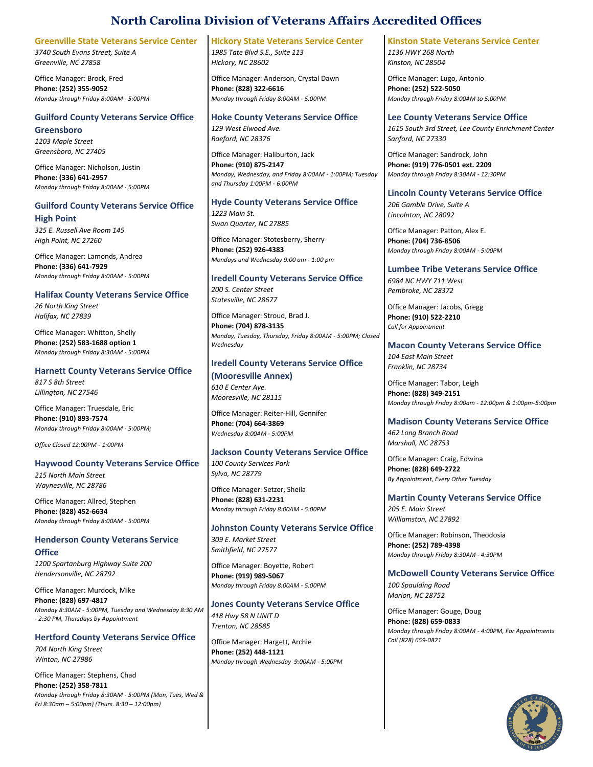# North Carolina Division of Veterans Affairs Accredited Offices

### Greenville State Veterans Service Center

*3740 South Evans Street, Suite A*
*Greenville, NC 27858*

Office Manager: Brock, Fred
**Phone: (252) 355-9052**
*Monday through Friday 8:00AM - 5:00PM*

### Guilford County Veterans Service Office Greensboro

*1203 Maple Street*
*Greensboro, NC 27405*

Office Manager: Nicholson, Justin
**Phone: (336) 641-2957**
*Monday through Friday 8:00AM - 5:00PM*

### Guilford County Veterans Service Office High Point

*325 E. Russell Ave Room 145*
*High Point, NC 27260*

Office Manager: Lamonds, Andrea
**Phone: (336) 641-7929**
*Monday through Friday 8:00AM - 5:00PM*

### Halifax County Veterans Service Office

*26 North King Street*
*Halifax, NC 27839*

Office Manager: Whitton, Shelly
**Phone: (252) 583-1688 option 1**
*Monday through Friday 8:30AM - 5:00PM*

### Harnett County Veterans Service Office

*817 S 8th Street*
*Lillington, NC 27546*

Office Manager: Truesdale, Eric
**Phone: (910) 893-7574**
*Monday through Friday 8:00AM - 5:00PM;*

*Office Closed 12:00PM - 1:00PM*

### Haywood County Veterans Service Office

*215 North Main Street*
*Waynesville, NC 28786*

Office Manager: Allred, Stephen
**Phone: (828) 452-6634**
*Monday through Friday 8:00AM - 5:00PM*

### Henderson County Veterans Service Office

*1200 Spartanburg Highway Suite 200*
*Hendersonville, NC 28792*

Office Manager: Murdock, Mike
**Phone: (828) 697-4817**
*Monday 8:30AM - 5:00PM, Tuesday and Wednesday 8:30 AM - 2:30 PM, Thursdays by Appointment*

### Hertford County Veterans Service Office

*704 North King Street*
*Winton, NC 27986*

Office Manager: Stephens, Chad
**Phone: (252) 358-7811**
*Monday through Friday 8:30AM - 5:00PM (Mon, Tues, Wed & Fri 8:30am – 5:00pm) (Thurs. 8:30 – 12:00pm)*

### Hickory State Veterans Service Center

*1985 Tate Blvd S.E., Suite 113*
*Hickory, NC 28602*

Office Manager: Anderson, Crystal Dawn
**Phone: (828) 322-6616**
*Monday through Friday 8:00AM - 5:00PM*

### Hoke County Veterans Service Office

*129 West Elwood Ave.*
*Raeford, NC 28376*

Office Manager: Haliburton, Jack
**Phone: (910) 875-2147**
*Monday, Wednesday, and Friday 8:00AM - 1:00PM; Tuesday and Thursday 1:00PM - 6:00PM*

### Hyde County Veterans Service Office

*1223 Main St.*
*Swan Quarter, NC 27885*

Office Manager: Stotesberry, Sherry
**Phone: (252) 926-4383**
*Mondays and Wednesday 9:00 am - 1:00 pm*

### Iredell County Veterans Service Office

*200 S. Center Street*
*Statesville, NC 28677*

Office Manager: Stroud, Brad J.
**Phone: (704) 878-3135**
*Monday, Tuesday, Thursday, Friday 8:00AM - 5:00PM; Closed Wednesday*

### Iredell County Veterans Service Office (Mooresville Annex)

*610 E Center Ave.*
*Mooresville, NC 28115*

Office Manager: Reiter-Hill, Gennifer
**Phone: (704) 664-3869**
*Wednesday 8:00AM - 5:00PM*

### Jackson County Veterans Service Office

*100 County Services Park*
*Sylva, NC 28779*

Office Manager: Setzer, Sheila
**Phone: (828) 631-2231**
*Monday through Friday 8:00AM - 5:00PM*

### Johnston County Veterans Service Office

*309 E. Market Street*
*Smithfield, NC 27577*

Office Manager: Boyette, Robert
**Phone: (919) 989-5067**
*Monday through Friday 8:00AM - 5:00PM*

### Jones County Veterans Service Office

*418 Hwy 58 N UNIT D*
*Trenton, NC 28585*

Office Manager: Hargett, Archie
**Phone: (252) 448-1121**
*Monday through Wednesday 9:00AM - 5:00PM*

### Kinston State Veterans Service Center

*1136 HWY 268 North*
*Kinston, NC 28504*

Office Manager: Lugo, Antonio
**Phone: (252) 522-5050**
*Monday through Friday 8:00AM to 5:00PM*

### Lee County Veterans Service Office

*1615 South 3rd Street, Lee County Enrichment Center*
*Sanford, NC 27330*

Office Manager: Sandrock, John
**Phone: (919) 776-0501 ext. 2209**
*Monday through Friday 8:30AM - 12:30PM*

### Lincoln County Veterans Service Office

*206 Gamble Drive, Suite A*
*Lincolnton, NC 28092*

Office Manager: Patton, Alex E.
**Phone: (704) 736-8506**
*Monday through Friday 8:00AM - 5:00PM*

### Lumbee Tribe Veterans Service Office

*6984 NC HWY 711 West*
*Pembroke, NC 28372*

Office Manager: Jacobs, Gregg
**Phone: (910) 522-2210**
*Call for Appointment*

### Macon County Veterans Service Office

*104 East Main Street*
*Franklin, NC 28734*

Office Manager: Tabor, Leigh
**Phone: (828) 349-2151**
*Monday through Friday 8:00am - 12:00pm & 1:00pm-5:00pm*

### Madison County Veterans Service Office

*462 Long Branch Road*
*Marshall, NC 28753*

Office Manager: Craig, Edwina
**Phone: (828) 649-2722**
*By Appointment, Every Other Tuesday*

### Martin County Veterans Service Office

*205 E. Main Street*
*Williamston, NC 27892*

Office Manager: Robinson, Theodosia
**Phone: (252) 789-4398**
*Monday through Friday 8:30AM - 4:30PM*

### McDowell County Veterans Service Office

*100 Spaulding Road*
*Marion, NC 28752*

Office Manager: Gouge, Doug
**Phone: (828) 659-0833**
*Monday through Friday 8:00AM - 4:00PM, For Appointments Call (828) 659-0821*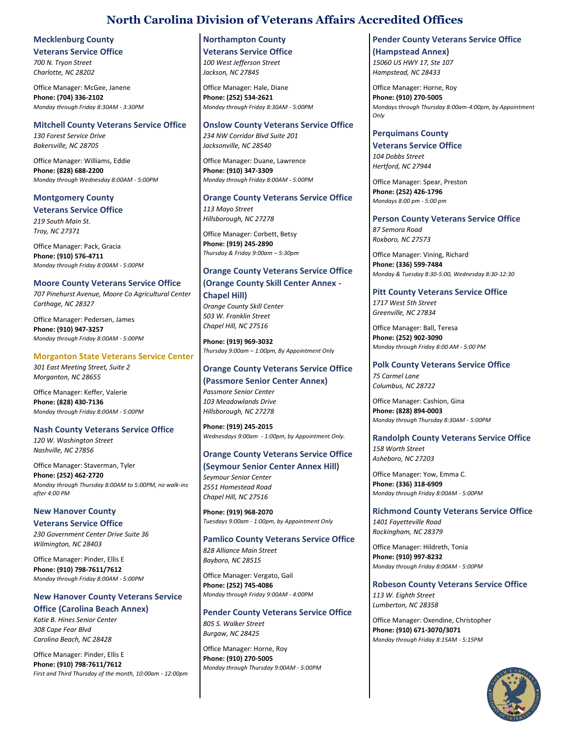# North Carolina Division of Veterans Affairs Accredited Offices

### Mecklenburg County Veterans Service Office

*700 N. Tryon Street*
*Charlotte, NC 28202*

Office Manager: McGee, Janene
**Phone: (704) 336-2102**
*Monday through Friday 8:30AM - 3:30PM*

### Mitchell County Veterans Service Office

*130 Forest Service Drive*
*Bakersville, NC 28705*

Office Manager: Williams, Eddie
**Phone: (828) 688-2200**
*Monday through Wednesday 8:00AM - 5:00PM*

### Montgomery County Veterans Service Office

*219 South Main St.*
*Troy, NC 27371*

Office Manager: Pack, Gracia
**Phone: (910) 576-4711**
*Monday through Friday 8:00AM - 5:00PM*

### Moore County Veterans Service Office

*707 Pinehurst Avenue, Moore Co Agricultural Center*
*Carthage, NC 28327*

Office Manager: Pedersen, James
**Phone: (910) 947-3257**
*Monday through Friday 8:00AM - 5:00PM*

### Morganton State Veterans Service Center

*301 East Meeting Street, Suite 2*
*Morganton, NC 28655*

Office Manager: Keffer, Valerie
**Phone: (828) 430-7136**
*Monday through Friday 8:00AM - 5:00PM*

### Nash County Veterans Service Office

*120 W. Washington Street*
*Nashville, NC 27856*

Office Manager: Staverman, Tyler
**Phone: (252) 462-2720**
*Monday through Thursday 8:00AM to 5:00PM, no walk-ins after 4:00 PM*

### New Hanover County Veterans Service Office

*230 Government Center Drive Suite 36*
*Wilmington, NC 28403*

Office Manager: Pinder, Ellis E
**Phone: (910) 798-7611/7612**
*Monday through Friday 8:00AM - 5:00PM*

### New Hanover County Veterans Service Office (Carolina Beach Annex)

*Katie B. Hines Senior Center*
*308 Cape Fear Blvd*
*Carolina Beach, NC 28428*

Office Manager: Pinder, Ellis E
**Phone: (910) 798-7611/7612**
*First and Third Thursday of the month, 10:00am - 12:00pm*

### Northampton County Veterans Service Office

*100 West Jefferson Street*
*Jackson, NC 27845*

Office Manager: Hale, Diane
**Phone: (252) 534-2621**
*Monday through Friday 8:30AM - 5:00PM*

### Onslow County Veterans Service Office

*234 NW Corridor Blvd Suite 201*
*Jacksonville, NC 28540*

Office Manager: Duane, Lawrence
**Phone: (910) 347-3309**
*Monday through Friday 8:00AM - 5:00PM*

### Orange County Veterans Service Office

*113 Mayo Street*
*Hillsborough, NC 27278*

Office Manager: Corbett, Betsy
**Phone: (919) 245-2890**
*Thursday & Friday 9:00am – 5:30pm*

### Orange County Veterans Service Office (Orange County Skill Center Annex - Chapel Hill)

*Orange County Skill Center*
*503 W. Franklin Street*
*Chapel Hill, NC 27516*

**Phone: (919) 969-3032**
*Thursday 9:00am – 1:00pm, By Appointment Only*

### Orange County Veterans Service Office (Passmore Senior Center Annex)

*Passmore Senior Center*
*103 Meadowlands Drive*
*Hillsborough, NC 27278*

**Phone: (919) 245-2015**
*Wednesdays 9:00am - 1:00pm, by Appointment Only.*

### Orange County Veterans Service Office (Seymour Senior Center Annex Hill)

*Seymour Senior Center*
*2551 Homestead Road*
*Chapel Hill, NC 27516*

**Phone: (919) 968-2070**
*Tuesdays 9:00am - 1:00pm, by Appointment Only*

### Pamlico County Veterans Service Office

*828 Alliance Main Street*
*Bayboro, NC 28515*

Office Manager: Vergato, Gail
**Phone: (252) 745-4086**
*Monday through Friday 9:00AM - 4:00PM*

### Pender County Veterans Service Office

*805 S. Walker Street*
*Burgaw, NC 28425*

Office Manager: Horne, Roy
**Phone: (910) 270-5005**
*Monday through Thursday 9:00AM - 5:00PM*

### Pender County Veterans Service Office (Hampstead Annex)

*15060 US HWY 17, Ste 107*
*Hampstead, NC 28433*

Office Manager: Horne, Roy
**Phone: (910) 270-5005**
*Mondays through Thursday 8:00am-4:00pm, by Appointment Only*

### Perquimans County Veterans Service Office

*104 Dobbs Street*
*Hertford, NC 27944*

Office Manager: Spear, Preston
**Phone: (252) 426-1796**
*Mondays 8:00 pm - 5:00 pm*

### Person County Veterans Service Office

*87 Semora Road*
*Roxboro, NC 27573*

Office Manager: Vining, Richard
**Phone: (336) 599-7484**
*Monday & Tuesday 8:30-5:00, Wednesday 8:30-12:30*

### Pitt County Veterans Service Office

*1717 West 5th Street*
*Greenville, NC 27834*

Office Manager: Ball, Teresa
**Phone: (252) 902-3090**
*Monday through Friday 8:00 AM - 5:00 PM*

### Polk County Veterans Service Office

*75 Carmel Lane*
*Columbus, NC 28722*

Office Manager: Cashion, Gina
**Phone: (828) 894-0003**
*Monday through Thursday 8:30AM - 5:00PM*

### Randolph County Veterans Service Office

*158 Worth Street*
*Asheboro, NC 27203*

Office Manager: Yow, Emma C.
**Phone: (336) 318-6909**
*Monday through Friday 8:00AM - 5:00PM*

### Richmond County Veterans Service Office

*1401 Fayetteville Road*
*Rockingham, NC 28379*

Office Manager: Hildreth, Tonia
**Phone: (910) 997-8232**
*Monday through Friday 8:00AM - 5:00PM*

### Robeson County Veterans Service Office

*113 W. Eighth Street*
*Lumberton, NC 28358*

Office Manager: Oxendine, Christopher
**Phone: (910) 671-3070/3071**
*Monday through Friday 8:15AM - 5:15PM*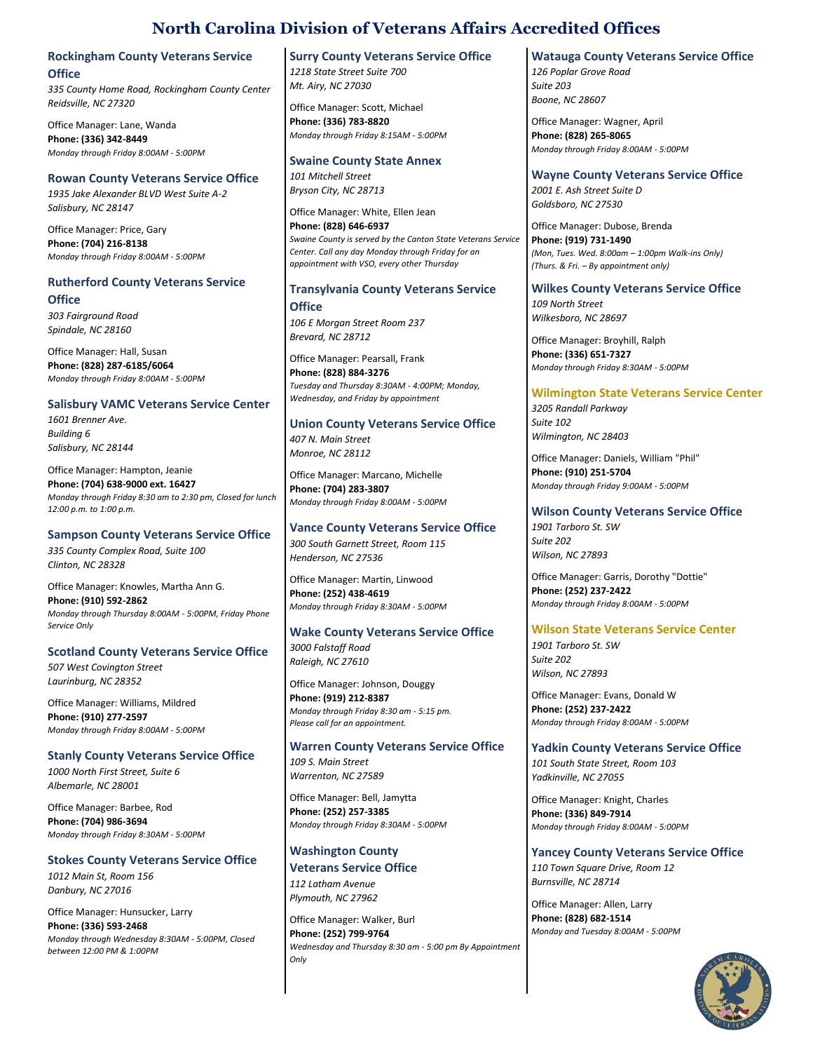# North Carolina Division of Veterans Affairs Accredited Offices

### Rockingham County Veterans Service Office

*335 County Home Road, Rockingham County Center*
*Reidsville, NC 27320*

Office Manager: Lane, Wanda
**Phone: (336) 342-8449**
*Monday through Friday 8:00AM - 5:00PM*

### Rowan County Veterans Service Office

*1935 Jake Alexander BLVD West Suite A-2*
*Salisbury, NC 28147*

Office Manager: Price, Gary
**Phone: (704) 216-8138**
*Monday through Friday 8:00AM - 5:00PM*

### Rutherford County Veterans Service Office

*303 Fairground Road*
*Spindale, NC 28160*

Office Manager: Hall, Susan
**Phone: (828) 287-6185/6064**
*Monday through Friday 8:00AM - 5:00PM*

### Salisbury VAMC Veterans Service Center

*1601 Brenner Ave.*
*Building 6*
*Salisbury, NC 28144*

Office Manager: Hampton, Jeanie
**Phone: (704) 638-9000 ext. 16427**
*Monday through Friday 8:30 am to 2:30 pm, Closed for lunch 12:00 p.m. to 1:00 p.m.*

### Sampson County Veterans Service Office

*335 County Complex Road, Suite 100*
*Clinton, NC 28328*

Office Manager: Knowles, Martha Ann G.
**Phone: (910) 592-2862**
*Monday through Thursday 8:00AM - 5:00PM, Friday Phone Service Only*

### Scotland County Veterans Service Office

*507 West Covington Street*
*Laurinburg, NC 28352*

Office Manager: Williams, Mildred
**Phone: (910) 277-2597**
*Monday through Friday 8:00AM - 5:00PM*

### Stanly County Veterans Service Office

*1000 North First Street, Suite 6*
*Albemarle, NC 28001*

Office Manager: Barbee, Rod
**Phone: (704) 986-3694**
*Monday through Friday 8:30AM - 5:00PM*

### Stokes County Veterans Service Office

*1012 Main St, Room 156*
*Danbury, NC 27016*

Office Manager: Hunsucker, Larry
**Phone: (336) 593-2468**
*Monday through Wednesday 8:30AM - 5:00PM, Closed between 12:00 PM & 1:00PM*

### Surry County Veterans Service Office

*1218 State Street Suite 700*
*Mt. Airy, NC 27030*

Office Manager: Scott, Michael
**Phone: (336) 783-8820**
*Monday through Friday 8:15AM - 5:00PM*

### Swaine County State Annex

*101 Mitchell Street*
*Bryson City, NC 28713*

Office Manager: White, Ellen Jean
**Phone: (828) 646-6937**
*Swaine County is served by the Canton State Veterans Service Center. Call any day Monday through Friday for an appointment with VSO, every other Thursday*

### Transylvania County Veterans Service Office

*106 E Morgan Street Room 237*
*Brevard, NC 28712*

Office Manager: Pearsall, Frank
**Phone: (828) 884-3276**
*Tuesday and Thursday 8:30AM - 4:00PM; Monday, Wednesday, and Friday by appointment*

### Union County Veterans Service Office

*407 N. Main Street*
*Monroe, NC 28112*

Office Manager: Marcano, Michelle
**Phone: (704) 283-3807**
*Monday through Friday 8:00AM - 5:00PM*

### Vance County Veterans Service Office

*300 South Garnett Street, Room 115*
*Henderson, NC 27536*

Office Manager: Martin, Linwood
**Phone: (252) 438-4619**
*Monday through Friday 8:30AM - 5:00PM*

### Wake County Veterans Service Office

*3000 Falstaff Road*
*Raleigh, NC 27610*

Office Manager: Johnson, Douggy
**Phone: (919) 212-8387**
*Monday through Friday 8:30 am - 5:15 pm. Please call for an appointment.*

### Warren County Veterans Service Office

*109 S. Main Street*
*Warrenton, NC 27589*

Office Manager: Bell, Jamytta
**Phone: (252) 257-3385**
*Monday through Friday 8:30AM - 5:00PM*

### Washington County Veterans Service Office

*112 Latham Avenue*
*Plymouth, NC 27962*

Office Manager: Walker, Burl
**Phone: (252) 799-9764**
*Wednesday and Thursday 8:30 am - 5:00 pm By Appointment Only*

### Watauga County Veterans Service Office

*126 Poplar Grove Road*
*Suite 203*
*Boone, NC 28607*

Office Manager: Wagner, April
**Phone: (828) 265-8065**
*Monday through Friday 8:00AM - 5:00PM*

### Wayne County Veterans Service Office

*2001 E. Ash Street Suite D*
*Goldsboro, NC 27530*

Office Manager: Dubose, Brenda
**Phone: (919) 731-1490**
*(Mon, Tues. Wed. 8:00am – 1:00pm Walk-ins Only)*
*(Thurs. & Fri. – By appointment only)*

### Wilkes County Veterans Service Office

*109 North Street*
*Wilkesboro, NC 28697*

Office Manager: Broyhill, Ralph
**Phone: (336) 651-7327**
*Monday through Friday 8:30AM - 5:00PM*

### Wilmington State Veterans Service Center

*3205 Randall Parkway*
*Suite 102*
*Wilmington, NC 28403*

Office Manager: Daniels, William "Phil"
**Phone: (910) 251-5704**
*Monday through Friday 9:00AM - 5:00PM*

### Wilson County Veterans Service Office

*1901 Tarboro St. SW*
*Suite 202*
*Wilson, NC 27893*

Office Manager: Garris, Dorothy "Dottie"
**Phone: (252) 237-2422**
*Monday through Friday 8:00AM - 5:00PM*

### Wilson State Veterans Service Center

*1901 Tarboro St. SW*
*Suite 202*
*Wilson, NC 27893*

Office Manager: Evans, Donald W
**Phone: (252) 237-2422**
*Monday through Friday 8:00AM - 5:00PM*

### Yadkin County Veterans Service Office

*101 South State Street, Room 103*
*Yadkinville, NC 27055*

Office Manager: Knight, Charles
**Phone: (336) 849-7914**
*Monday through Friday 8:00AM - 5:00PM*

### Yancey County Veterans Service Office

*110 Town Square Drive, Room 12*
*Burnsville, NC 28714*

Office Manager: Allen, Larry
**Phone: (828) 682-1514**
*Monday and Tuesday 8:00AM - 5:00PM*